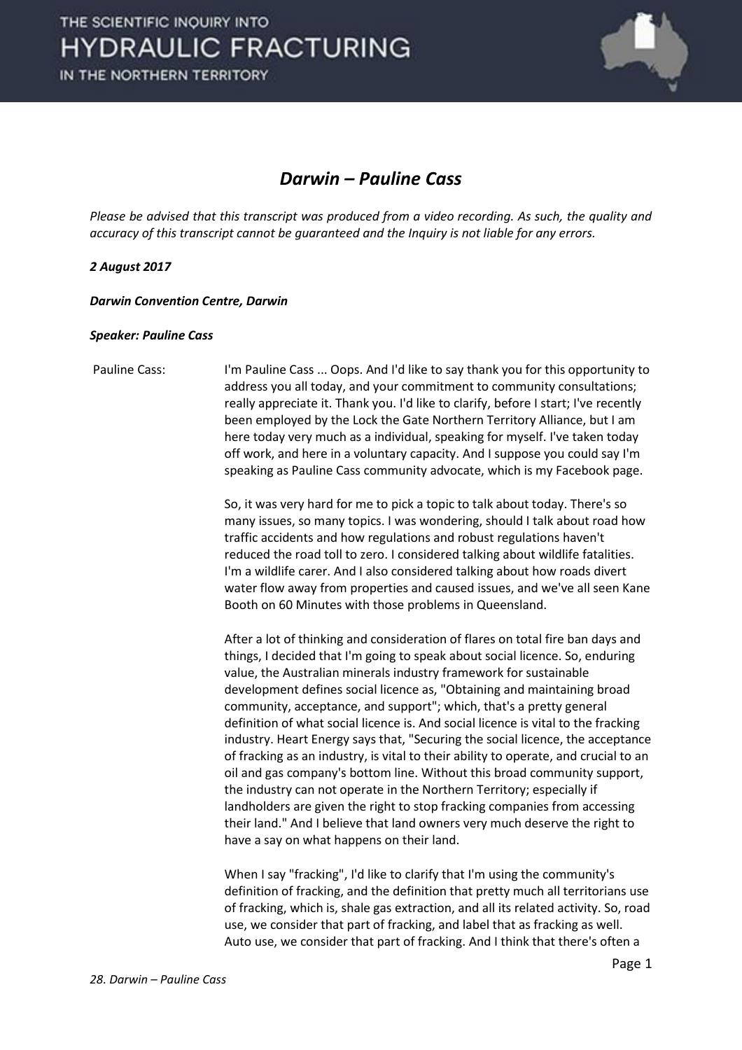# Darwin – Pauline Cass

*Please be advised that this transcript was produced from a video recording. As such, the quality and accuracy of this transcript cannot be guaranteed and the Inquiry is not liable for any errors.*

***2 August 2017***

***Darwin Convention Centre, Darwin***

***Speaker: Pauline Cass***

Pauline Cass: I'm Pauline Cass ... Oops. And I'd like to say thank you for this opportunity to address you all today, and your commitment to community consultations; really appreciate it. Thank you. I'd like to clarify, before I start; I've recently been employed by the Lock the Gate Northern Territory Alliance, but I am here today very much as a individual, speaking for myself. I've taken today off work, and here in a voluntary capacity. And I suppose you could say I'm speaking as Pauline Cass community advocate, which is my Facebook page.

So, it was very hard for me to pick a topic to talk about today. There's so many issues, so many topics. I was wondering, should I talk about road how traffic accidents and how regulations and robust regulations haven't reduced the road toll to zero. I considered talking about wildlife fatalities. I'm a wildlife carer. And I also considered talking about how roads divert water flow away from properties and caused issues, and we've all seen Kane Booth on 60 Minutes with those problems in Queensland.

After a lot of thinking and consideration of flares on total fire ban days and things, I decided that I'm going to speak about social licence. So, enduring value, the Australian minerals industry framework for sustainable development defines social licence as, "Obtaining and maintaining broad community, acceptance, and support"; which, that's a pretty general definition of what social licence is. And social licence is vital to the fracking industry. Heart Energy says that, "Securing the social licence, the acceptance of fracking as an industry, is vital to their ability to operate, and crucial to an oil and gas company's bottom line. Without this broad community support, the industry can not operate in the Northern Territory; especially if landholders are given the right to stop fracking companies from accessing their land." And I believe that land owners very much deserve the right to have a say on what happens on their land.

When I say "fracking", I'd like to clarify that I'm using the community's definition of fracking, and the definition that pretty much all territorians use of fracking, which is, shale gas extraction, and all its related activity. So, road use, we consider that part of fracking, and label that as fracking as well. Auto use, we consider that part of fracking. And I think that there's often a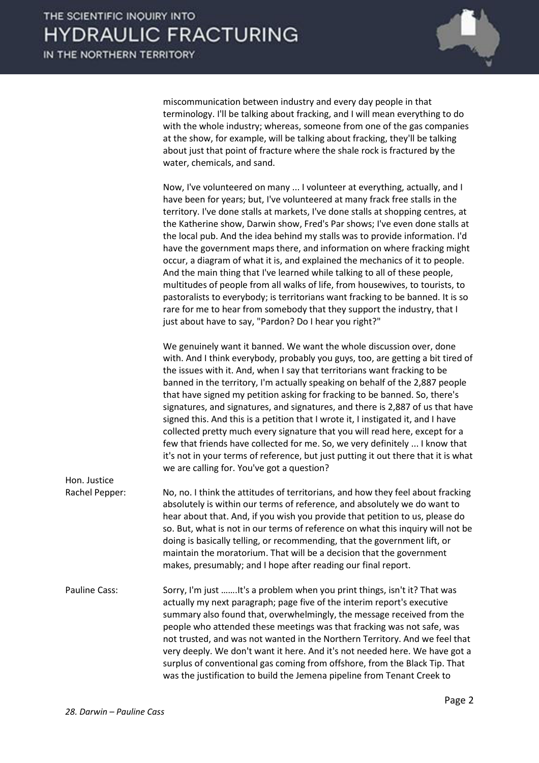miscommunication between industry and every day people in that terminology. I'll be talking about fracking, and I will mean everything to do with the whole industry; whereas, someone from one of the gas companies at the show, for example, will be talking about fracking, they'll be talking about just that point of fracture where the shale rock is fractured by the water, chemicals, and sand.

Now, I've volunteered on many ... I volunteer at everything, actually, and I have been for years; but, I've volunteered at many frack free stalls in the territory. I've done stalls at markets, I've done stalls at shopping centres, at the Katherine show, Darwin show, Fred's Par shows; I've even done stalls at the local pub. And the idea behind my stalls was to provide information. I'd have the government maps there, and information on where fracking might occur, a diagram of what it is, and explained the mechanics of it to people. And the main thing that I've learned while talking to all of these people, multitudes of people from all walks of life, from housewives, to tourists, to pastoralists to everybody; is territorians want fracking to be banned. It is so rare for me to hear from somebody that they support the industry, that I just about have to say, "Pardon? Do I hear you right?"

We genuinely want it banned. We want the whole discussion over, done with. And I think everybody, probably you guys, too, are getting a bit tired of the issues with it. And, when I say that territorians want fracking to be banned in the territory, I'm actually speaking on behalf of the 2,887 people that have signed my petition asking for fracking to be banned. So, there's signatures, and signatures, and signatures, and there is 2,887 of us that have signed this. And this is a petition that I wrote it, I instigated it, and I have collected pretty much every signature that you will read here, except for a few that friends have collected for me. So, we very definitely ... I know that it's not in your terms of reference, but just putting it out there that it is what we are calling for. You've got a question?

**Hon. Justice Rachel Pepper:** No, no. I think the attitudes of territorians, and how they feel about fracking absolutely is within our terms of reference, and absolutely we do want to hear about that. And, if you wish you provide that petition to us, please do so. But, what is not in our terms of reference on what this inquiry will not be doing is basically telling, or recommending, that the government lift, or maintain the moratorium. That will be a decision that the government makes, presumably; and I hope after reading our final report.

**Pauline Cass:** Sorry, I'm just …….It's a problem when you print things, isn't it? That was actually my next paragraph; page five of the interim report's executive summary also found that, overwhelmingly, the message received from the people who attended these meetings was that fracking was not safe, was not trusted, and was not wanted in the Northern Territory. And we feel that very deeply. We don't want it here. And it's not needed here. We have got a surplus of conventional gas coming from offshore, from the Black Tip. That was the justification to build the Jemena pipeline from Tenant Creek to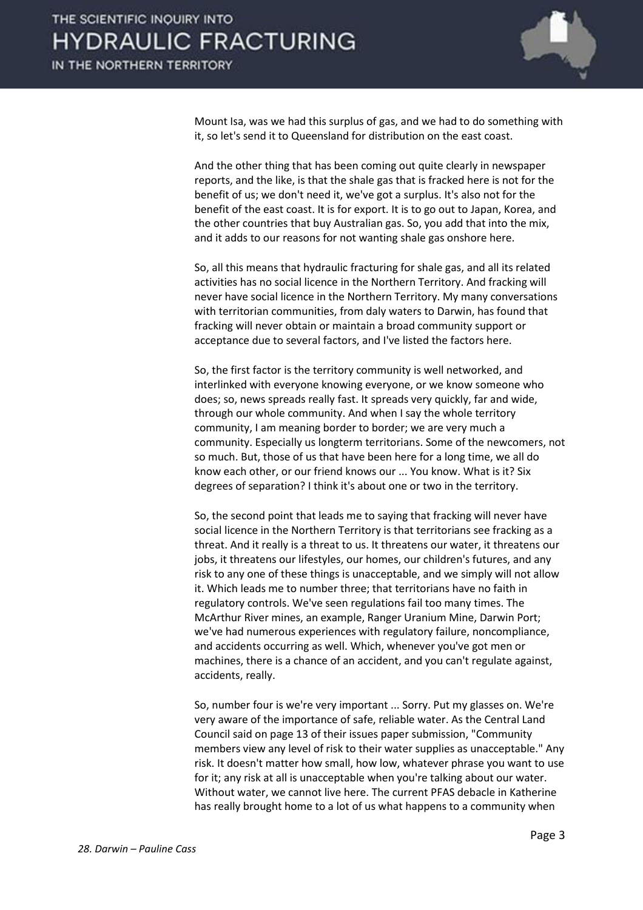Mount Isa, was we had this surplus of gas, and we had to do something with it, so let's send it to Queensland for distribution on the east coast.

And the other thing that has been coming out quite clearly in newspaper reports, and the like, is that the shale gas that is fracked here is not for the benefit of us; we don't need it, we've got a surplus. It's also not for the benefit of the east coast. It is for export. It is to go out to Japan, Korea, and the other countries that buy Australian gas. So, you add that into the mix, and it adds to our reasons for not wanting shale gas onshore here.

So, all this means that hydraulic fracturing for shale gas, and all its related activities has no social licence in the Northern Territory. And fracking will never have social licence in the Northern Territory. My many conversations with territorian communities, from daly waters to Darwin, has found that fracking will never obtain or maintain a broad community support or acceptance due to several factors, and I've listed the factors here.

So, the first factor is the territory community is well networked, and interlinked with everyone knowing everyone, or we know someone who does; so, news spreads really fast. It spreads very quickly, far and wide, through our whole community. And when I say the whole territory community, I am meaning border to border; we are very much a community. Especially us longterm territorians. Some of the newcomers, not so much. But, those of us that have been here for a long time, we all do know each other, or our friend knows our ... You know. What is it? Six degrees of separation? I think it's about one or two in the territory.

So, the second point that leads me to saying that fracking will never have social licence in the Northern Territory is that territorians see fracking as a threat. And it really is a threat to us. It threatens our water, it threatens our jobs, it threatens our lifestyles, our homes, our children's futures, and any risk to any one of these things is unacceptable, and we simply will not allow it. Which leads me to number three; that territorians have no faith in regulatory controls. We've seen regulations fail too many times. The McArthur River mines, an example, Ranger Uranium Mine, Darwin Port; we've had numerous experiences with regulatory failure, noncompliance, and accidents occurring as well. Which, whenever you've got men or machines, there is a chance of an accident, and you can't regulate against, accidents, really.

So, number four is we're very important ... Sorry. Put my glasses on. We're very aware of the importance of safe, reliable water. As the Central Land Council said on page 13 of their issues paper submission, "Community members view any level of risk to their water supplies as unacceptable." Any risk. It doesn't matter how small, how low, whatever phrase you want to use for it; any risk at all is unacceptable when you're talking about our water. Without water, we cannot live here. The current PFAS debacle in Katherine has really brought home to a lot of us what happens to a community when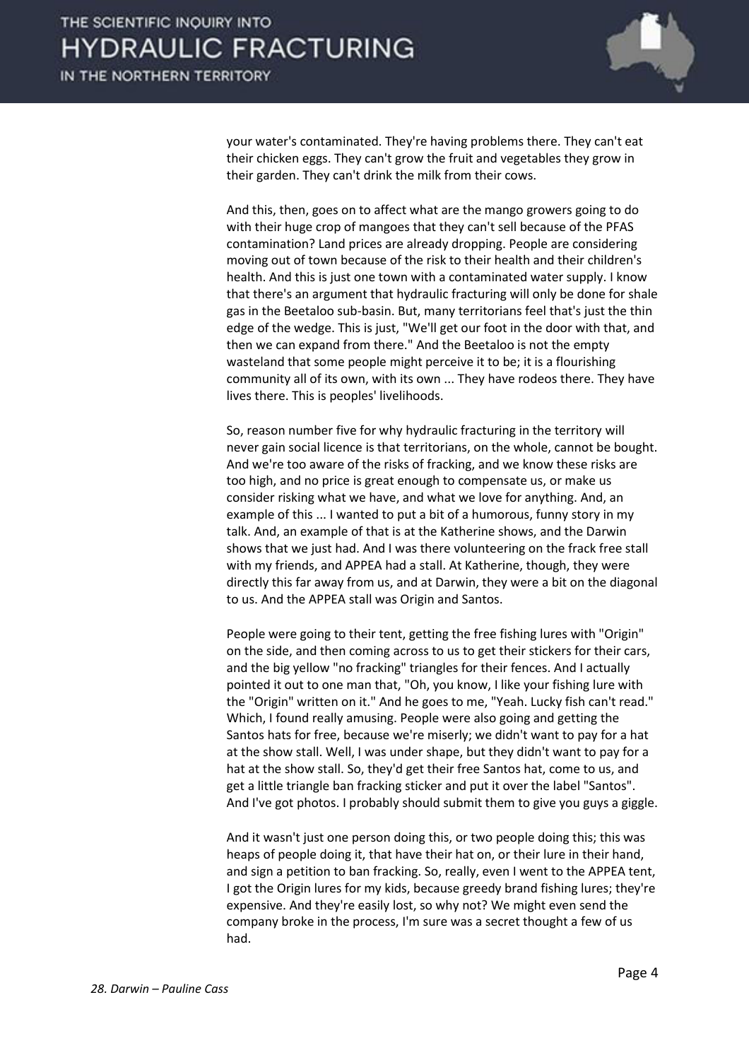your water's contaminated. They're having problems there. They can't eat their chicken eggs. They can't grow the fruit and vegetables they grow in their garden. They can't drink the milk from their cows.

And this, then, goes on to affect what are the mango growers going to do with their huge crop of mangoes that they can't sell because of the PFAS contamination? Land prices are already dropping. People are considering moving out of town because of the risk to their health and their children's health. And this is just one town with a contaminated water supply. I know that there's an argument that hydraulic fracturing will only be done for shale gas in the Beetaloo sub-basin. But, many territorians feel that's just the thin edge of the wedge. This is just, "We'll get our foot in the door with that, and then we can expand from there." And the Beetaloo is not the empty wasteland that some people might perceive it to be; it is a flourishing community all of its own, with its own ... They have rodeos there. They have lives there. This is peoples' livelihoods.

So, reason number five for why hydraulic fracturing in the territory will never gain social licence is that territorians, on the whole, cannot be bought. And we're too aware of the risks of fracking, and we know these risks are too high, and no price is great enough to compensate us, or make us consider risking what we have, and what we love for anything. And, an example of this ... I wanted to put a bit of a humorous, funny story in my talk. And, an example of that is at the Katherine shows, and the Darwin shows that we just had. And I was there volunteering on the frack free stall with my friends, and APPEA had a stall. At Katherine, though, they were directly this far away from us, and at Darwin, they were a bit on the diagonal to us. And the APPEA stall was Origin and Santos.

People were going to their tent, getting the free fishing lures with "Origin" on the side, and then coming across to us to get their stickers for their cars, and the big yellow "no fracking" triangles for their fences. And I actually pointed it out to one man that, "Oh, you know, I like your fishing lure with the "Origin" written on it." And he goes to me, "Yeah. Lucky fish can't read." Which, I found really amusing. People were also going and getting the Santos hats for free, because we're miserly; we didn't want to pay for a hat at the show stall. Well, I was under shape, but they didn't want to pay for a hat at the show stall. So, they'd get their free Santos hat, come to us, and get a little triangle ban fracking sticker and put it over the label "Santos". And I've got photos. I probably should submit them to give you guys a giggle.

And it wasn't just one person doing this, or two people doing this; this was heaps of people doing it, that have their hat on, or their lure in their hand, and sign a petition to ban fracking. So, really, even I went to the APPEA tent, I got the Origin lures for my kids, because greedy brand fishing lures; they're expensive. And they're easily lost, so why not? We might even send the company broke in the process, I'm sure was a secret thought a few of us had.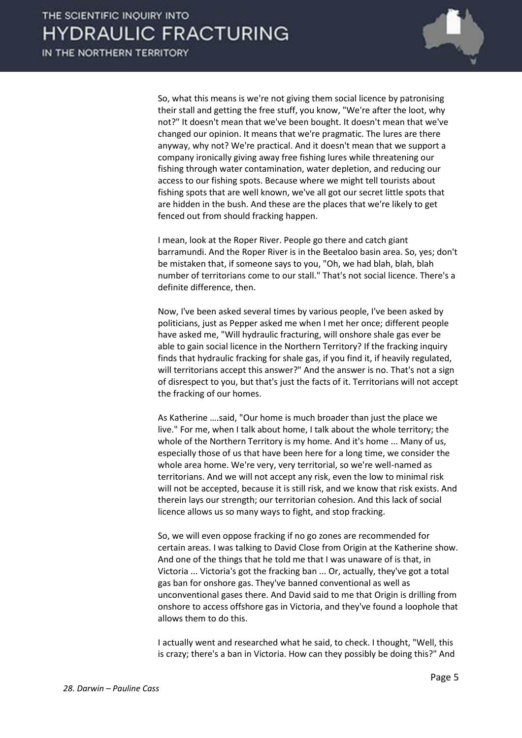So, what this means is we're not giving them social licence by patronising their stall and getting the free stuff, you know, "We're after the loot, why not?" It doesn't mean that we've been bought. It doesn't mean that we've changed our opinion. It means that we're pragmatic. The lures are there anyway, why not? We're practical. And it doesn't mean that we support a company ironically giving away free fishing lures while threatening our fishing through water contamination, water depletion, and reducing our access to our fishing spots. Because where we might tell tourists about fishing spots that are well known, we've all got our secret little spots that are hidden in the bush. And these are the places that we're likely to get fenced out from should fracking happen.

I mean, look at the Roper River. People go there and catch giant barramundi. And the Roper River is in the Beetaloo basin area. So, yes; don't be mistaken that, if someone says to you, "Oh, we had blah, blah, blah number of territorians come to our stall." That's not social licence. There's a definite difference, then.

Now, I've been asked several times by various people, I've been asked by politicians, just as Pepper asked me when I met her once; different people have asked me, "Will hydraulic fracturing, will onshore shale gas ever be able to gain social licence in the Northern Territory? If the fracking inquiry finds that hydraulic fracking for shale gas, if you find it, if heavily regulated, will territorians accept this answer?" And the answer is no. That's not a sign of disrespect to you, but that's just the facts of it. Territorians will not accept the fracking of our homes.

As Katherine ….said, "Our home is much broader than just the place we live." For me, when I talk about home, I talk about the whole territory; the whole of the Northern Territory is my home. And it's home ... Many of us, especially those of us that have been here for a long time, we consider the whole area home. We're very, very territorial, so we're well-named as territorians. And we will not accept any risk, even the low to minimal risk will not be accepted, because it is still risk, and we know that risk exists. And therein lays our strength; our territorian cohesion. And this lack of social licence allows us so many ways to fight, and stop fracking.

So, we will even oppose fracking if no go zones are recommended for certain areas. I was talking to David Close from Origin at the Katherine show. And one of the things that he told me that I was unaware of is that, in Victoria ... Victoria's got the fracking ban ... Or, actually, they've got a total gas ban for onshore gas. They've banned conventional as well as unconventional gases there. And David said to me that Origin is drilling from onshore to access offshore gas in Victoria, and they've found a loophole that allows them to do this.

I actually went and researched what he said, to check. I thought, "Well, this is crazy; there's a ban in Victoria. How can they possibly be doing this?" And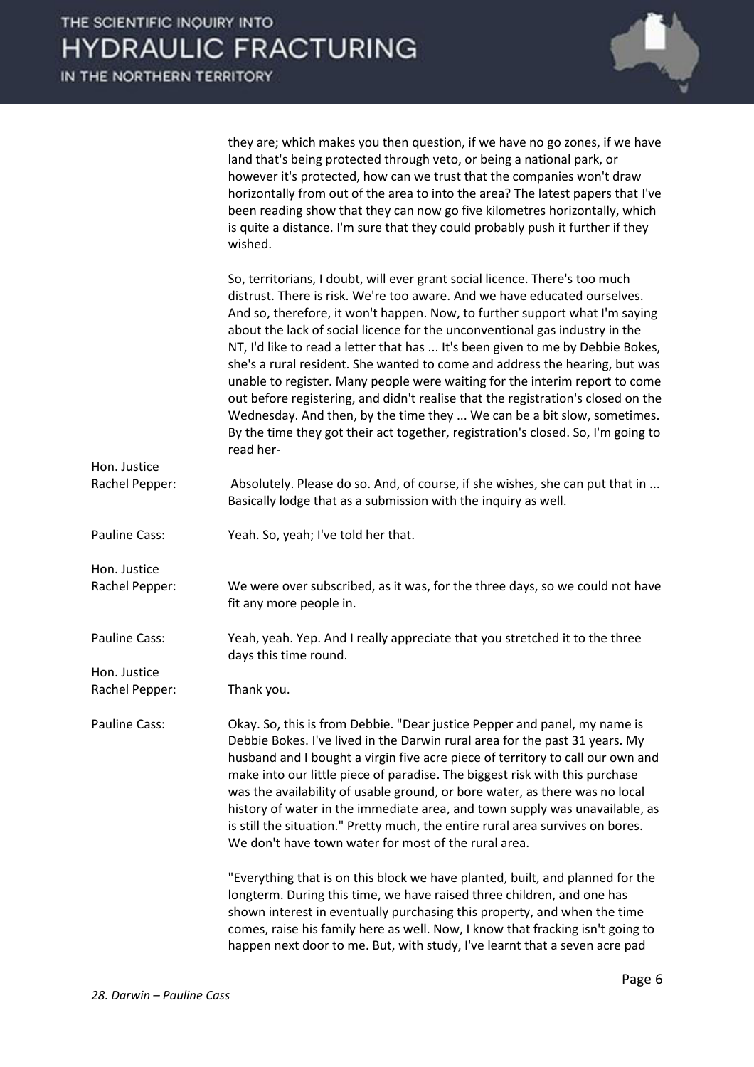they are; which makes you then question, if we have no go zones, if we have land that's being protected through veto, or being a national park, or however it's protected, how can we trust that the companies won't draw horizontally from out of the area to into the area? The latest papers that I've been reading show that they can now go five kilometres horizontally, which is quite a distance. I'm sure that they could probably push it further if they wished.

So, territorians, I doubt, will ever grant social licence. There's too much distrust. There is risk. We're too aware. And we have educated ourselves. And so, therefore, it won't happen. Now, to further support what I'm saying about the lack of social licence for the unconventional gas industry in the NT, I'd like to read a letter that has ... It's been given to me by Debbie Bokes, she's a rural resident. She wanted to come and address the hearing, but was unable to register. Many people were waiting for the interim report to come out before registering, and didn't realise that the registration's closed on the Wednesday. And then, by the time they ... We can be a bit slow, sometimes. By the time they got their act together, registration's closed. So, I'm going to read her-

**Hon. Justice Rachel Pepper:** Absolutely. Please do so. And, of course, if she wishes, she can put that in ... Basically lodge that as a submission with the inquiry as well.

**Pauline Cass:** Yeah. So, yeah; I've told her that.

**Hon. Justice Rachel Pepper:** We were over subscribed, as it was, for the three days, so we could not have fit any more people in.

**Pauline Cass:** Yeah, yeah. Yep. And I really appreciate that you stretched it to the three days this time round.

**Hon. Justice Rachel Pepper:** Thank you.

**Pauline Cass:** Okay. So, this is from Debbie. "Dear justice Pepper and panel, my name is Debbie Bokes. I've lived in the Darwin rural area for the past 31 years. My husband and I bought a virgin five acre piece of territory to call our own and make into our little piece of paradise. The biggest risk with this purchase was the availability of usable ground, or bore water, as there was no local history of water in the immediate area, and town supply was unavailable, as is still the situation." Pretty much, the entire rural area survives on bores. We don't have town water for most of the rural area.

"Everything that is on this block we have planted, built, and planned for the longterm. During this time, we have raised three children, and one has shown interest in eventually purchasing this property, and when the time comes, raise his family here as well. Now, I know that fracking isn't going to happen next door to me. But, with study, I've learnt that a seven acre pad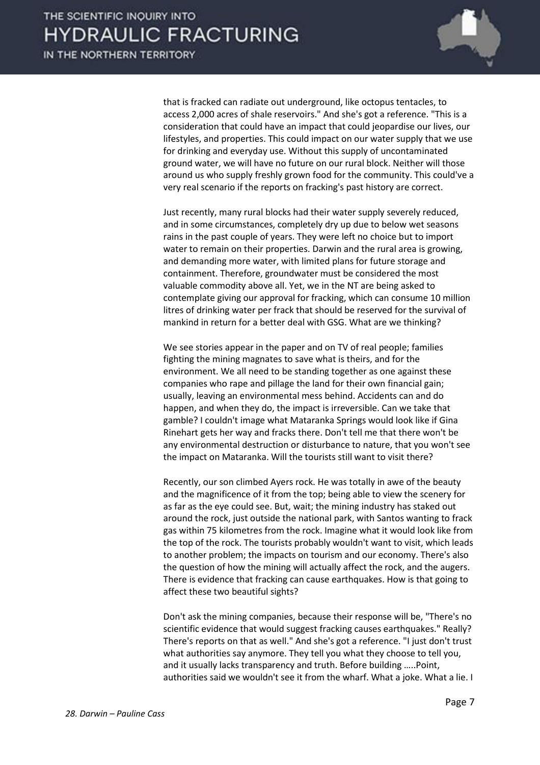that is fracked can radiate out underground, like octopus tentacles, to access 2,000 acres of shale reservoirs." And she's got a reference. "This is a consideration that could have an impact that could jeopardise our lives, our lifestyles, and properties. This could impact on our water supply that we use for drinking and everyday use. Without this supply of uncontaminated ground water, we will have no future on our rural block. Neither will those around us who supply freshly grown food for the community. This could've a very real scenario if the reports on fracking's past history are correct.

Just recently, many rural blocks had their water supply severely reduced, and in some circumstances, completely dry up due to below wet seasons rains in the past couple of years. They were left no choice but to import water to remain on their properties. Darwin and the rural area is growing, and demanding more water, with limited plans for future storage and containment. Therefore, groundwater must be considered the most valuable commodity above all. Yet, we in the NT are being asked to contemplate giving our approval for fracking, which can consume 10 million litres of drinking water per frack that should be reserved for the survival of mankind in return for a better deal with GSG. What are we thinking?

We see stories appear in the paper and on TV of real people; families fighting the mining magnates to save what is theirs, and for the environment. We all need to be standing together as one against these companies who rape and pillage the land for their own financial gain; usually, leaving an environmental mess behind. Accidents can and do happen, and when they do, the impact is irreversible. Can we take that gamble? I couldn't image what Mataranka Springs would look like if Gina Rinehart gets her way and fracks there. Don't tell me that there won't be any environmental destruction or disturbance to nature, that you won't see the impact on Mataranka. Will the tourists still want to visit there?

Recently, our son climbed Ayers rock. He was totally in awe of the beauty and the magnificence of it from the top; being able to view the scenery for as far as the eye could see. But, wait; the mining industry has staked out around the rock, just outside the national park, with Santos wanting to frack gas within 75 kilometres from the rock. Imagine what it would look like from the top of the rock. The tourists probably wouldn't want to visit, which leads to another problem; the impacts on tourism and our economy. There's also the question of how the mining will actually affect the rock, and the augers. There is evidence that fracking can cause earthquakes. How is that going to affect these two beautiful sights?

Don't ask the mining companies, because their response will be, "There's no scientific evidence that would suggest fracking causes earthquakes." Really? There's reports on that as well." And she's got a reference. "I just don't trust what authorities say anymore. They tell you what they choose to tell you, and it usually lacks transparency and truth. Before building …..Point, authorities said we wouldn't see it from the wharf. What a joke. What a lie. I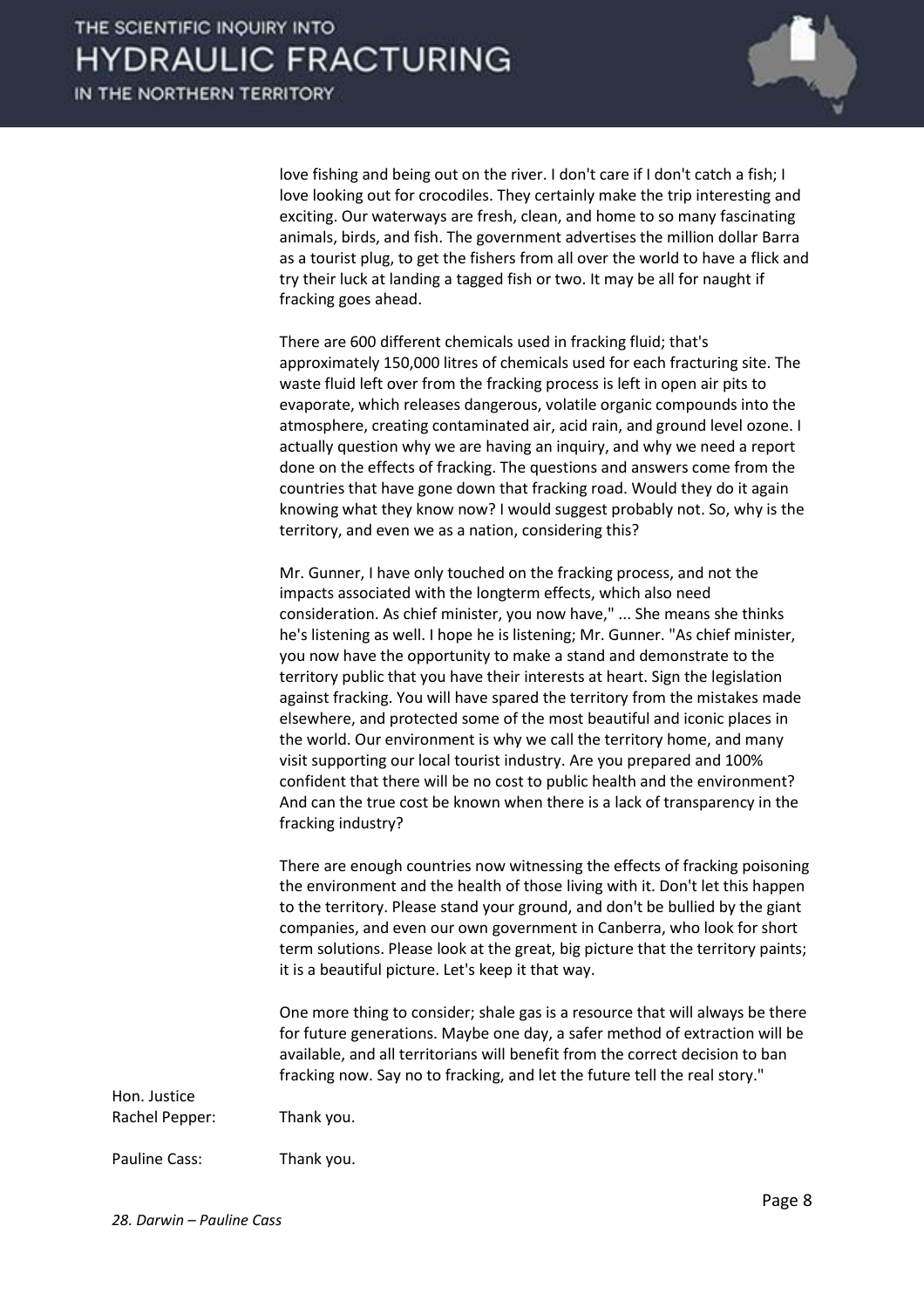love fishing and being out on the river. I don't care if I don't catch a fish; I love looking out for crocodiles. They certainly make the trip interesting and exciting. Our waterways are fresh, clean, and home to so many fascinating animals, birds, and fish. The government advertises the million dollar Barra as a tourist plug, to get the fishers from all over the world to have a flick and try their luck at landing a tagged fish or two. It may be all for naught if fracking goes ahead.

There are 600 different chemicals used in fracking fluid; that's approximately 150,000 litres of chemicals used for each fracturing site. The waste fluid left over from the fracking process is left in open air pits to evaporate, which releases dangerous, volatile organic compounds into the atmosphere, creating contaminated air, acid rain, and ground level ozone. I actually question why we are having an inquiry, and why we need a report done on the effects of fracking. The questions and answers come from the countries that have gone down that fracking road. Would they do it again knowing what they know now? I would suggest probably not. So, why is the territory, and even we as a nation, considering this?

Mr. Gunner, I have only touched on the fracking process, and not the impacts associated with the longterm effects, which also need consideration. As chief minister, you now have," ... She means she thinks he's listening as well. I hope he is listening; Mr. Gunner. "As chief minister, you now have the opportunity to make a stand and demonstrate to the territory public that you have their interests at heart. Sign the legislation against fracking. You will have spared the territory from the mistakes made elsewhere, and protected some of the most beautiful and iconic places in the world. Our environment is why we call the territory home, and many visit supporting our local tourist industry. Are you prepared and 100% confident that there will be no cost to public health and the environment? And can the true cost be known when there is a lack of transparency in the fracking industry?

There are enough countries now witnessing the effects of fracking poisoning the environment and the health of those living with it. Don't let this happen to the territory. Please stand your ground, and don't be bullied by the giant companies, and even our own government in Canberra, who look for short term solutions. Please look at the great, big picture that the territory paints; it is a beautiful picture. Let's keep it that way.

One more thing to consider; shale gas is a resource that will always be there for future generations. Maybe one day, a safer method of extraction will be available, and all territorians will benefit from the correct decision to ban fracking now. Say no to fracking, and let the future tell the real story."

Hon. Justice Rachel Pepper: Thank you.

Pauline Cass: Thank you.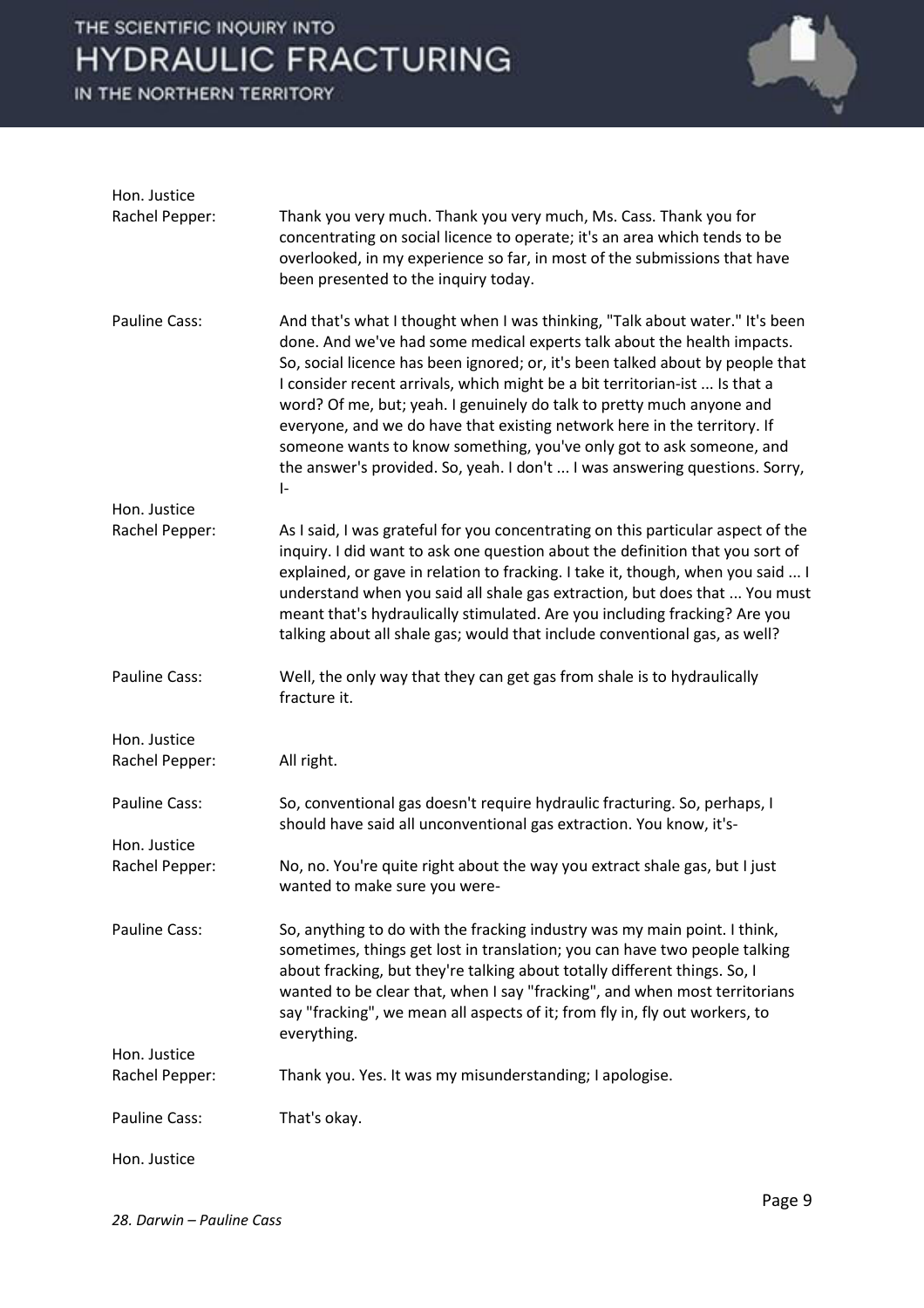**Hon. Justice Rachel Pepper:** Thank you very much. Thank you very much, Ms. Cass. Thank you for concentrating on social licence to operate; it's an area which tends to be overlooked, in my experience so far, in most of the submissions that have been presented to the inquiry today.

**Pauline Cass:** And that's what I thought when I was thinking, "Talk about water." It's been done. And we've had some medical experts talk about the health impacts. So, social licence has been ignored; or, it's been talked about by people that I consider recent arrivals, which might be a bit territorian-ist ... Is that a word? Of me, but; yeah. I genuinely do talk to pretty much anyone and everyone, and we do have that existing network here in the territory. If someone wants to know something, you've only got to ask someone, and the answer's provided. So, yeah. I don't ... I was answering questions. Sorry, I-

**Hon. Justice Rachel Pepper:** As I said, I was grateful for you concentrating on this particular aspect of the inquiry. I did want to ask one question about the definition that you sort of explained, or gave in relation to fracking. I take it, though, when you said ... I understand when you said all shale gas extraction, but does that ... You must meant that's hydraulically stimulated. Are you including fracking? Are you talking about all shale gas; would that include conventional gas, as well?

**Pauline Cass:** Well, the only way that they can get gas from shale is to hydraulically fracture it.

**Hon. Justice Rachel Pepper:** All right.

**Pauline Cass:** So, conventional gas doesn't require hydraulic fracturing. So, perhaps, I should have said all unconventional gas extraction. You know, it's-

**Hon. Justice Rachel Pepper:** No, no. You're quite right about the way you extract shale gas, but I just wanted to make sure you were-

**Pauline Cass:** So, anything to do with the fracking industry was my main point. I think, sometimes, things get lost in translation; you can have two people talking about fracking, but they're talking about totally different things. So, I wanted to be clear that, when I say "fracking", and when most territorians say "fracking", we mean all aspects of it; from fly in, fly out workers, to everything.

**Hon. Justice Rachel Pepper:** Thank you. Yes. It was my misunderstanding; I apologise.

**Pauline Cass:** That's okay.

**Hon. Justice**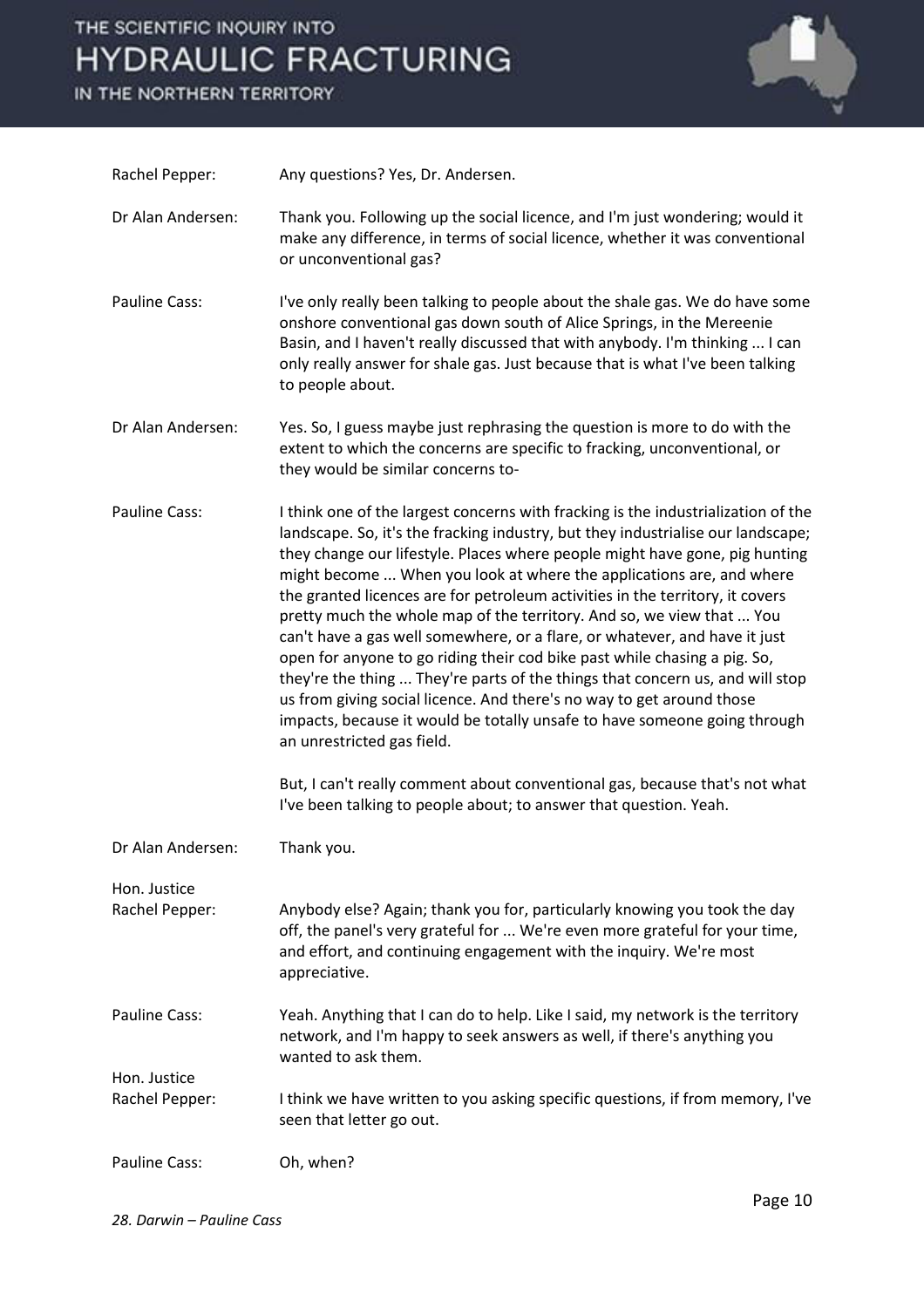Rachel Pepper: Any questions? Yes, Dr. Andersen.

Dr Alan Andersen: Thank you. Following up the social licence, and I'm just wondering; would it make any difference, in terms of social licence, whether it was conventional or unconventional gas?

Pauline Cass: I've only really been talking to people about the shale gas. We do have some onshore conventional gas down south of Alice Springs, in the Mereenie Basin, and I haven't really discussed that with anybody. I'm thinking ... I can only really answer for shale gas. Just because that is what I've been talking to people about.

Dr Alan Andersen: Yes. So, I guess maybe just rephrasing the question is more to do with the extent to which the concerns are specific to fracking, unconventional, or they would be similar concerns to-

Pauline Cass: I think one of the largest concerns with fracking is the industrialization of the landscape. So, it's the fracking industry, but they industrialise our landscape; they change our lifestyle. Places where people might have gone, pig hunting might become ... When you look at where the applications are, and where the granted licences are for petroleum activities in the territory, it covers pretty much the whole map of the territory. And so, we view that ... You can't have a gas well somewhere, or a flare, or whatever, and have it just open for anyone to go riding their cod bike past while chasing a pig. So, they're the thing ... They're parts of the things that concern us, and will stop us from giving social licence. And there's no way to get around those impacts, because it would be totally unsafe to have someone going through an unrestricted gas field.

But, I can't really comment about conventional gas, because that's not what I've been talking to people about; to answer that question. Yeah.

Dr Alan Andersen: Thank you.

Hon. Justice Rachel Pepper: Anybody else? Again; thank you for, particularly knowing you took the day off, the panel's very grateful for ... We're even more grateful for your time, and effort, and continuing engagement with the inquiry. We're most appreciative.

Pauline Cass: Yeah. Anything that I can do to help. Like I said, my network is the territory network, and I'm happy to seek answers as well, if there's anything you wanted to ask them.

Hon. Justice Rachel Pepper: I think we have written to you asking specific questions, if from memory, I've seen that letter go out.

Pauline Cass: Oh, when?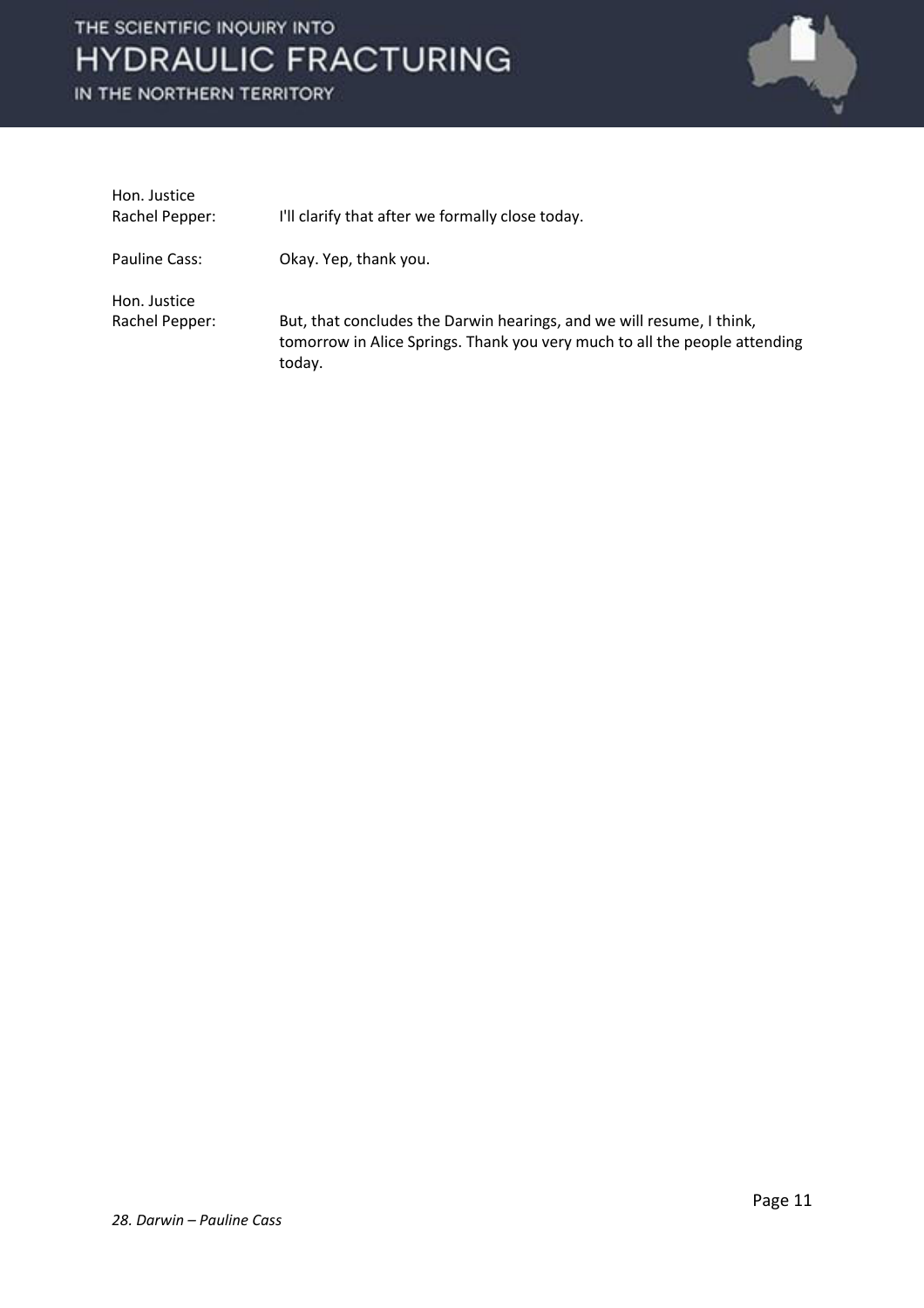Hon. Justice Rachel Pepper: I'll clarify that after we formally close today.

Pauline Cass: Okay. Yep, thank you.

Hon. Justice Rachel Pepper: But, that concludes the Darwin hearings, and we will resume, I think, tomorrow in Alice Springs. Thank you very much to all the people attending today.